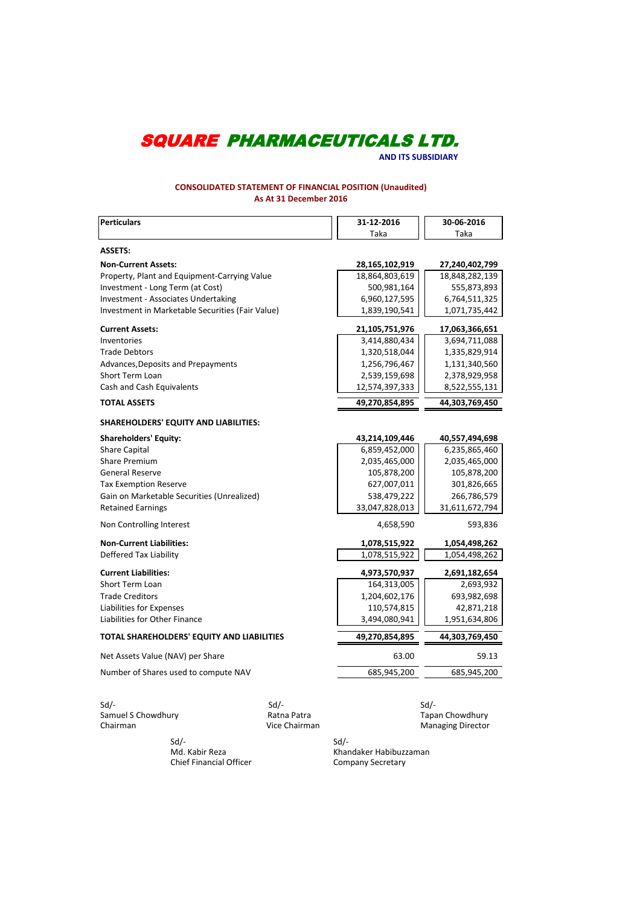# SQUARE PHARMACEUTICALS LTD.

**AND ITS SUBSIDIARY**

**CONSOLIDATED STATEMENT OF FINANCIAL POSITION (Unaudited)**
**As At 31 December 2016**

| Perticulars | 31-12-2016 Taka | 30-06-2016 Taka |
|---|---|---|
| **ASSETS:** | | |
| **Non-Current Assets:** | **28,165,102,919** | **27,240,402,799** |
| Property, Plant and Equipment-Carrying Value | 18,864,803,619 | 18,848,282,139 |
| Investment - Long Term (at Cost) | 500,981,164 | 555,873,893 |
| Investment - Associates Undertaking | 6,960,127,595 | 6,764,511,325 |
| Investment in Marketable Securities (Fair Value) | 1,839,190,541 | 1,071,735,442 |
| **Current Assets:** | **21,105,751,976** | **17,063,366,651** |
| Inventories | 3,414,880,434 | 3,694,711,088 |
| Trade Debtors | 1,320,518,044 | 1,335,829,914 |
| Advances,Deposits and Prepayments | 1,256,796,467 | 1,131,340,560 |
| Short Term Loan | 2,539,159,698 | 2,378,929,958 |
| Cash and Cash Equivalents | 12,574,397,333 | 8,522,555,131 |
| **TOTAL ASSETS** | **49,270,854,895** | **44,303,769,450** |
| **SHAREHOLDERS' EQUITY AND LIABILITIES:** | | |
| **Shareholders' Equity:** | **43,214,109,446** | **40,557,494,698** |
| Share Capital | 6,859,452,000 | 6,235,865,460 |
| Share Premium | 2,035,465,000 | 2,035,465,000 |
| General Reserve | 105,878,200 | 105,878,200 |
| Tax Exemption Reserve | 627,007,011 | 301,826,665 |
| Gain on Marketable Securities (Unrealized) | 538,479,222 | 266,786,579 |
| Retained Earnings | 33,047,828,013 | 31,611,672,794 |
| Non Controlling Interest | 4,658,590 | 593,836 |
| **Non-Current Liabilities:** | **1,078,515,922** | **1,054,498,262** |
| Deffered Tax Liability | 1,078,515,922 | 1,054,498,262 |
| **Current Liabilities:** | **4,973,570,937** | **2,691,182,654** |
| Short Term Loan | 164,313,005 | 2,693,932 |
| Trade Creditors | 1,204,602,176 | 693,982,698 |
| Liabilities for Expenses | 110,574,815 | 42,871,218 |
| Liabilities for Other Finance | 3,494,080,941 | 1,951,634,806 |
| **TOTAL SHAREHOLDERS' EQUITY AND LIABILITIES** | **49,270,854,895** | **44,303,769,450** |
| Net Assets Value (NAV) per Share | 63.00 | 59.13 |
| Number of Shares used to compute NAV | 685,945,200 | 685,945,200 |

Sd/-
Samuel S Chowdhury
Chairman

Sd/-
Ratna Patra
Vice Chairman

Sd/-
Tapan Chowdhury
Managing Director

Sd/-
Md. Kabir Reza
Chief Financial Officer

Sd/-
Khandaker Habibuzzaman
Company Secretary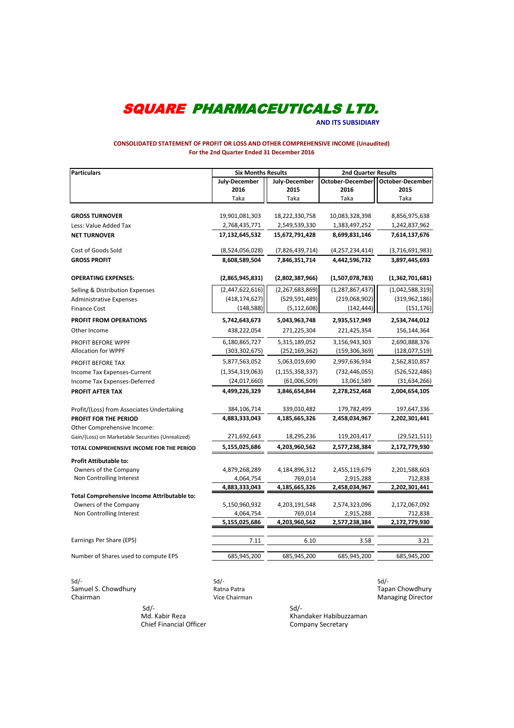# SQUARE PHARMACEUTICALS LTD.

**AND ITS SUBSIDIARY**

**CONSOLIDATED STATEMENT OF PROFIT OR LOSS AND OTHER COMPREHENSIVE INCOME (Unaudited)**
**For the 2nd Quarter Ended 31 December 2016**

| Particulars | Six Months Results | | 2nd Quarter Results | |
|---|---|---|---|---|
| | July-December 2016 | July-December 2015 | October-December 2016 | October-December 2015 |
| | Taka | Taka | Taka | Taka |
| **GROSS TURNOVER** | 19,901,081,303 | 18,222,330,758 | 10,083,328,398 | 8,856,975,638 |
| Less: Value Added Tax | 2,768,435,771 | 2,549,539,330 | 1,383,497,252 | 1,242,837,962 |
| **NET TURNOVER** | **17,132,645,532** | **15,672,791,428** | **8,699,831,146** | **7,614,137,676** |
| Cost of Goods Sold | (8,524,056,028) | (7,826,439,714) | (4,257,234,414) | (3,716,691,983) |
| **GROSS PROFIT** | **8,608,589,504** | **7,846,351,714** | **4,442,596,732** | **3,897,445,693** |
| **OPERATING EXPENSES:** | **(2,865,945,831)** | **(2,802,387,966)** | **(1,507,078,783)** | **(1,362,701,681)** |
| Selling & Distribution Expenses | (2,447,622,616) | (2,267,683,869) | (1,287,867,437) | (1,042,588,319) |
| Administrative Expenses | (418,174,627) | (529,591,489) | (219,068,902) | (319,962,186) |
| Finance Cost | (148,588) | (5,112,608) | (142,444) | (151,176) |
| **PROFIT FROM OPERATIONS** | **5,742,643,673** | **5,043,963,748** | **2,935,517,949** | **2,534,744,012** |
| Other Income | 438,222,054 | 271,225,304 | 221,425,354 | 156,144,364 |
| PROFIT BEFORE WPPF | 6,180,865,727 | 5,315,189,052 | 3,156,943,303 | 2,690,888,376 |
| Allocation for WPPF | (303,302,675) | (252,169,362) | (159,306,369) | (128,077,519) |
| PROFIT BEFORE TAX | 5,877,563,052 | 5,063,019,690 | 2,997,636,934 | 2,562,810,857 |
| Income Tax Expenses-Current | (1,354,319,063) | (1,155,358,337) | (732,446,055) | (526,522,486) |
| Income Tax Expenses-Deferred | (24,017,660) | (61,006,509) | 13,061,589 | (31,634,266) |
| **PROFIT AFTER TAX** | **4,499,226,329** | **3,846,654,844** | **2,278,252,468** | **2,004,654,105** |
| Profit/(Loss) from Associates Undertaking | 384,106,714 | 339,010,482 | 179,782,499 | 197,647,336 |
| **PROFIT FOR THE PERIOD** | **4,883,333,043** | **4,185,665,326** | **2,458,034,967** | **2,202,301,441** |
| Other Comprehensive Income: | | | | |
| Gain/(Loss) on Marketable Securities (Unrealized) | 271,692,643 | 18,295,236 | 119,203,417 | (29,521,511) |
| **TOTAL COMPREHENSIVE INCOME FOR THE PERIOD** | **5,155,025,686** | **4,203,960,562** | **2,577,238,384** | **2,172,779,930** |
| **Profit Attibutable to:** | | | | |
| Owners of the Company | 4,879,268,289 | 4,184,896,312 | 2,455,119,679 | 2,201,588,603 |
| Non Controlling Interest | 4,064,754 | 769,014 | 2,915,288 | 712,838 |
| | **4,883,333,043** | **4,185,665,326** | **2,458,034,967** | **2,202,301,441** |
| **Total Comprehensive Income Attributable to:** | | | | |
| Owners of the Company | 5,150,960,932 | 4,203,191,548 | 2,574,323,096 | 2,172,067,092 |
| Non Controlling Interest | 4,064,754 | 769,014 | 2,915,288 | 712,838 |
| | **5,155,025,686** | **4,203,960,562** | **2,577,238,384** | **2,172,779,930** |
| Earnings Per Share (EPS) | 7.11 | 6.10 | 3.58 | 3.21 |
| Number of Shares used to compute EPS | 685,945,200 | 685,945,200 | 685,945,200 | 685,945,200 |

Sd/-
Samuel S. Chowdhury
Chairman

Sd/-
Ratna Patra
Vice Chairman

Sd/-
Tapan Chowdhury
Managing Director

Sd/-
Md. Kabir Reza
Chief Financial Officer

Sd/-
Khandaker Habibuzzaman
Company Secretary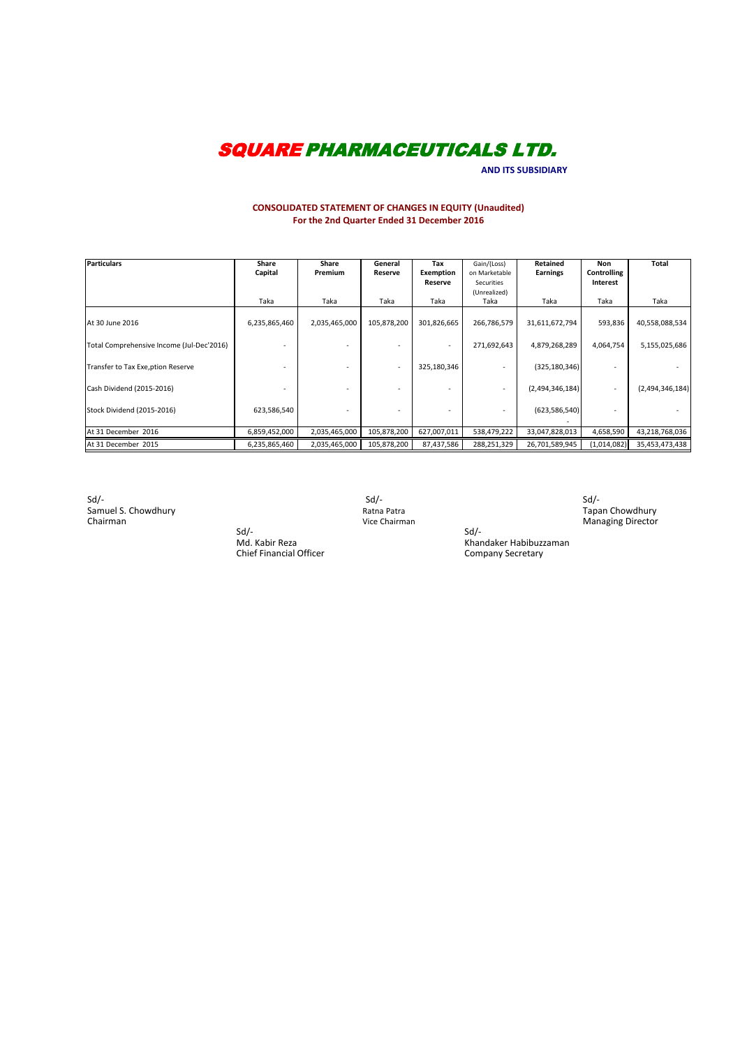# SQUARE PHARMACEUTICALS LTD.

**AND ITS SUBSIDIARY**

**CONSOLIDATED STATEMENT OF CHANGES IN EQUITY (Unaudited)**
**For the 2nd Quarter Ended 31 December 2016**

| Particulars | Share Capital | Share Premium | General Reserve | Tax Exemption Reserve | Gain/(Loss) on Marketable Securities (Unrealized) | Retained Earnings | Non Controlling Interest | Total |
|---|---|---|---|---|---|---|---|---|
| | Taka | Taka | Taka | Taka | Taka | Taka | Taka | Taka |
| At 30 June 2016 | 6,235,865,460 | 2,035,465,000 | 105,878,200 | 301,826,665 | 266,786,579 | 31,611,672,794 | 593,836 | 40,558,088,534 |
| Total Comprehensive Income (Jul-Dec'2016) | - | - | - | - | 271,692,643 | 4,879,268,289 | 4,064,754 | 5,155,025,686 |
| Transfer to Tax Exe,ption Reserve | - | - | - | 325,180,346 | - | (325,180,346) | - | - |
| Cash Dividend (2015-2016) | - | - | - | - | - | (2,494,346,184) | - | (2,494,346,184) |
| Stock Dividend (2015-2016) | 623,586,540 | - | - | - | - | (623,586,540) | - | - |
| At 31 December 2016 | 6,859,452,000 | 2,035,465,000 | 105,878,200 | 627,007,011 | 538,479,222 | 33,047,828,013 | 4,658,590 | 43,218,768,036 |
| At 31 December 2015 | 6,235,865,460 | 2,035,465,000 | 105,878,200 | 87,437,586 | 288,251,329 | 26,701,589,945 | (1,014,082) | 35,453,473,438 |

Sd/-
Samuel S. Chowdhury
Chairman

Sd/-
Ratna Patra
Vice Chairman

Sd/-
Tapan Chowdhury
Managing Director

Sd/-
Md. Kabir Reza
Chief Financial Officer

Sd/-
Khandaker Habibuzzaman
Company Secretary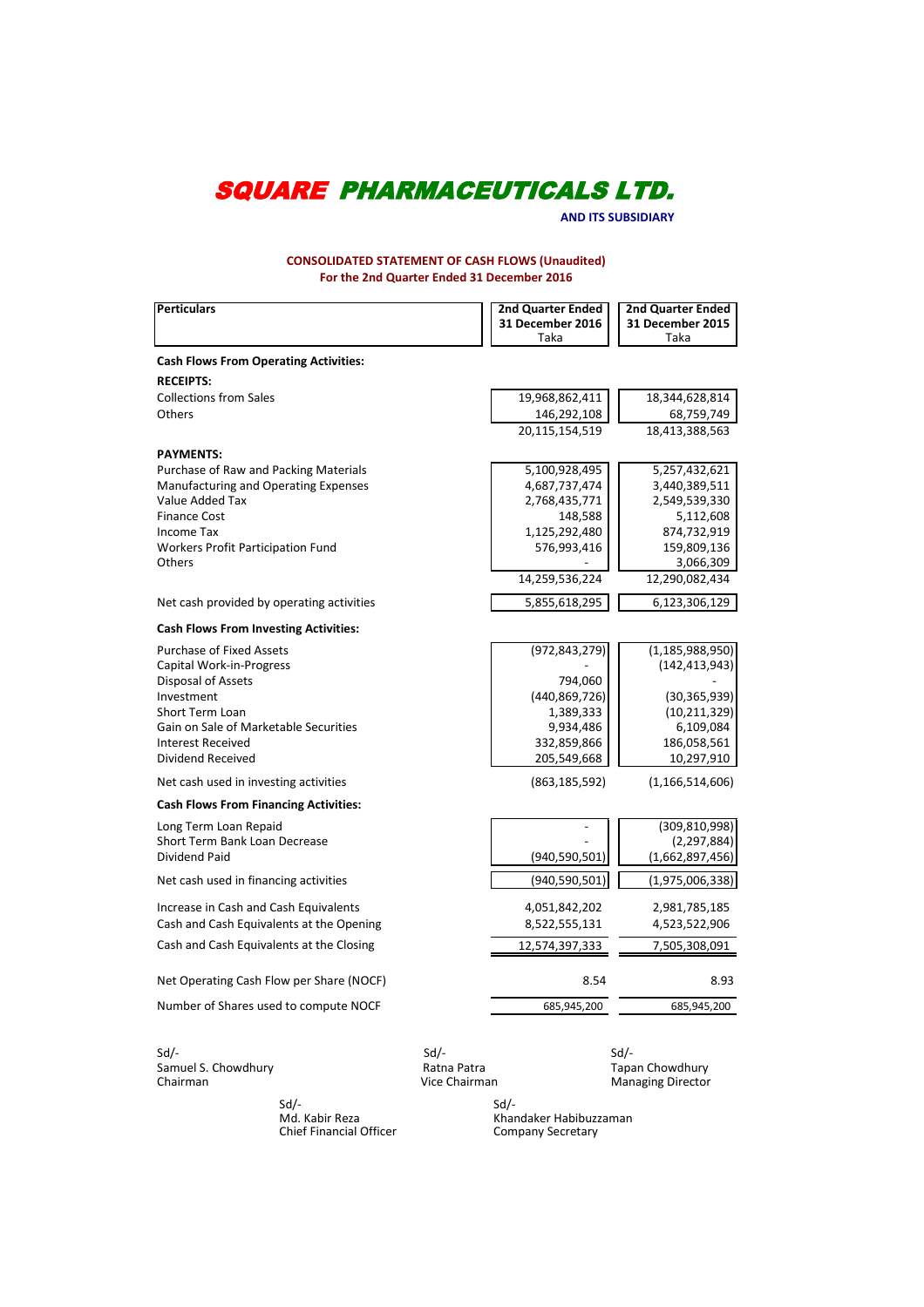# SQUARE PHARMACEUTICALS LTD.

**AND ITS SUBSIDIARY**

**CONSOLIDATED STATEMENT OF CASH FLOWS (Unaudited)**
**For the 2nd Quarter Ended 31 December 2016**

| Perticulars | 2nd Quarter Ended 31 December 2016 Taka | 2nd Quarter Ended 31 December 2015 Taka |
|---|---|---|
| **Cash Flows From Operating Activities:** | | |
| **RECEIPTS:** | | |
| Collections from Sales | 19,968,862,411 | 18,344,628,814 |
| Others | 146,292,108 | 68,759,749 |
| | 20,115,154,519 | 18,413,388,563 |
| **PAYMENTS:** | | |
| Purchase of Raw and Packing Materials | 5,100,928,495 | 5,257,432,621 |
| Manufacturing and Operating Expenses | 4,687,737,474 | 3,440,389,511 |
| Value Added Tax | 2,768,435,771 | 2,549,539,330 |
| Finance Cost | 148,588 | 5,112,608 |
| Income Tax | 1,125,292,480 | 874,732,919 |
| Workers Profit Participation Fund | 576,993,416 | 159,809,136 |
| Others | - | 3,066,309 |
| | 14,259,536,224 | 12,290,082,434 |
| Net cash provided by operating activities | 5,855,618,295 | 6,123,306,129 |
| **Cash Flows From Investing Activities:** | | |
| Purchase of Fixed Assets | (972,843,279) | (1,185,988,950) |
| Capital Work-in-Progress | - | (142,413,943) |
| Disposal of Assets | 794,060 | - |
| Investment | (440,869,726) | (30,365,939) |
| Short Term Loan | 1,389,333 | (10,211,329) |
| Gain on Sale of Marketable Securities | 9,934,486 | 6,109,084 |
| Interest Received | 332,859,866 | 186,058,561 |
| Dividend Received | 205,549,668 | 10,297,910 |
| Net cash used in investing activities | (863,185,592) | (1,166,514,606) |
| **Cash Flows From Financing Activities:** | | |
| Long Term Loan Repaid | - | (309,810,998) |
| Short Term Bank Loan Decrease | - | (2,297,884) |
| Dividend Paid | (940,590,501) | (1,662,897,456) |
| Net cash used in financing activities | (940,590,501) | (1,975,006,338) |
| Increase in Cash and Cash Equivalents | 4,051,842,202 | 2,981,785,185 |
| Cash and Cash Equivalents at the Opening | 8,522,555,131 | 4,523,522,906 |
| Cash and Cash Equivalents at the Closing | 12,574,397,333 | 7,505,308,091 |
| Net Operating Cash Flow per Share (NOCF) | 8.54 | 8.93 |
| Number of Shares used to compute NOCF | 685,945,200 | 685,945,200 |

Sd/-
Samuel S. Chowdhury
Chairman

Sd/-
Ratna Patra
Vice Chairman

Sd/-
Tapan Chowdhury
Managing Director

Sd/-
Md. Kabir Reza
Chief Financial Officer

Sd/-
Khandaker Habibuzzaman
Company Secretary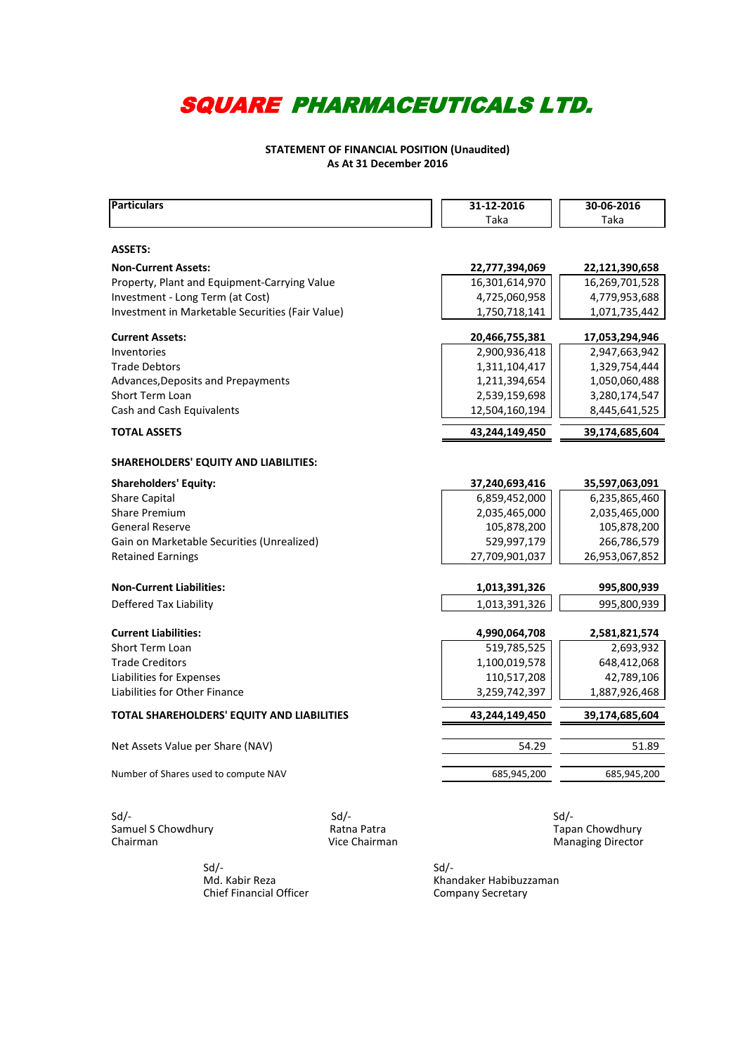# SQUARE PHARMACEUTICALS LTD.

**STATEMENT OF FINANCIAL POSITION (Unaudited)**
**As At 31 December 2016**

| Particulars | 31-12-2016 Taka | 30-06-2016 Taka |
|---|---|---|
| **ASSETS:** | | |
| **Non-Current Assets:** | **22,777,394,069** | **22,121,390,658** |
| Property, Plant and Equipment-Carrying Value | 16,301,614,970 | 16,269,701,528 |
| Investment - Long Term (at Cost) | 4,725,060,958 | 4,779,953,688 |
| Investment in Marketable Securities (Fair Value) | 1,750,718,141 | 1,071,735,442 |
| **Current Assets:** | **20,466,755,381** | **17,053,294,946** |
| Inventories | 2,900,936,418 | 2,947,663,942 |
| Trade Debtors | 1,311,104,417 | 1,329,754,444 |
| Advances,Deposits and Prepayments | 1,211,394,654 | 1,050,060,488 |
| Short Term Loan | 2,539,159,698 | 3,280,174,547 |
| Cash and Cash Equivalents | 12,504,160,194 | 8,445,641,525 |
| **TOTAL ASSETS** | **43,244,149,450** | **39,174,685,604** |
| **SHAREHOLDERS' EQUITY AND LIABILITIES:** | | |
| **Shareholders' Equity:** | **37,240,693,416** | **35,597,063,091** |
| Share Capital | 6,859,452,000 | 6,235,865,460 |
| Share Premium | 2,035,465,000 | 2,035,465,000 |
| General Reserve | 105,878,200 | 105,878,200 |
| Gain on Marketable Securities (Unrealized) | 529,997,179 | 266,786,579 |
| Retained Earnings | 27,709,901,037 | 26,953,067,852 |
| **Non-Current Liabilities:** | **1,013,391,326** | **995,800,939** |
| Deffered Tax Liability | 1,013,391,326 | 995,800,939 |
| **Current Liabilities:** | **4,990,064,708** | **2,581,821,574** |
| Short Term Loan | 519,785,525 | 2,693,932 |
| Trade Creditors | 1,100,019,578 | 648,412,068 |
| Liabilities for Expenses | 110,517,208 | 42,789,106 |
| Liabilities for Other Finance | 3,259,742,397 | 1,887,926,468 |
| **TOTAL SHAREHOLDERS' EQUITY AND LIABILITIES** | **43,244,149,450** | **39,174,685,604** |
| Net Assets Value per Share (NAV) | 54.29 | 51.89 |
| Number of Shares used to compute NAV | 685,945,200 | 685,945,200 |

Sd/-
Samuel S Chowdhury
Chairman

Sd/-
Ratna Patra
Vice Chairman

Sd/-
Tapan Chowdhury
Managing Director

Sd/-
Md. Kabir Reza
Chief Financial Officer

Sd/-
Khandaker Habibuzzaman
Company Secretary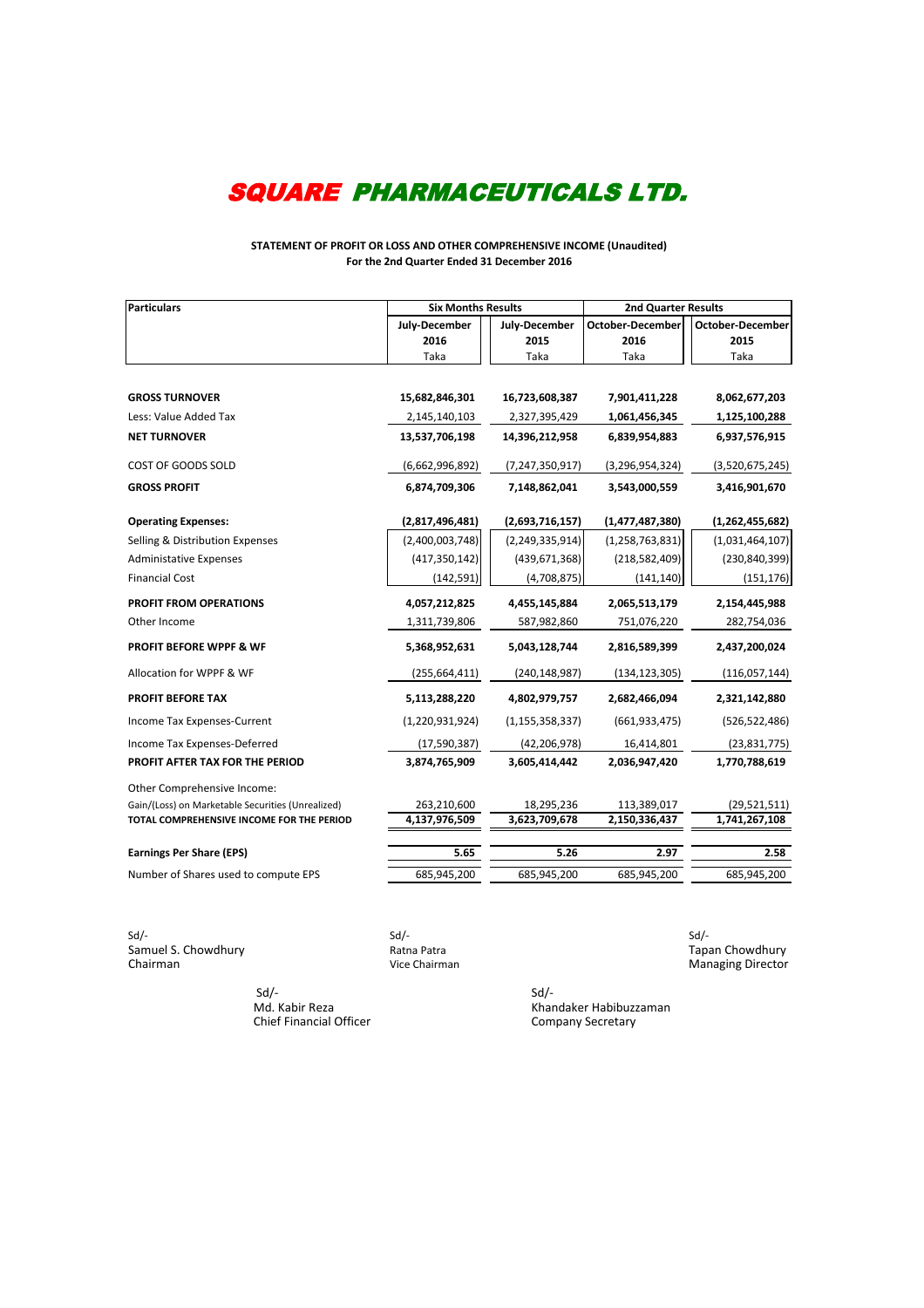# SQUARE PHARMACEUTICALS LTD.

**STATEMENT OF PROFIT OR LOSS AND OTHER COMPREHENSIVE INCOME (Unaudited)**
**For the 2nd Quarter Ended 31 December 2016**

| Particulars | Six Months Results | | 2nd Quarter Results | |
|---|---|---|---|---|
| | July-December 2016 | July-December 2015 | October-December 2016 | October-December 2015 |
| | Taka | Taka | Taka | Taka |
| **GROSS TURNOVER** | **15,682,846,301** | **16,723,608,387** | **7,901,411,228** | **8,062,677,203** |
| Less: Value Added Tax | 2,145,140,103 | 2,327,395,429 | **1,061,456,345** | **1,125,100,288** |
| **NET TURNOVER** | **13,537,706,198** | **14,396,212,958** | **6,839,954,883** | **6,937,576,915** |
| COST OF GOODS SOLD | (6,662,996,892) | (7,247,350,917) | (3,296,954,324) | (3,520,675,245) |
| **GROSS PROFIT** | **6,874,709,306** | **7,148,862,041** | **3,543,000,559** | **3,416,901,670** |
| **Operating Expenses:** | **(2,817,496,481)** | **(2,693,716,157)** | **(1,477,487,380)** | **(1,262,455,682)** |
| Selling & Distribution Expenses | (2,400,003,748) | (2,249,335,914) | (1,258,763,831) | (1,031,464,107) |
| Administative Expenses | (417,350,142) | (439,671,368) | (218,582,409) | (230,840,399) |
| Financial Cost | (142,591) | (4,708,875) | (141,140) | (151,176) |
| **PROFIT FROM OPERATIONS** | **4,057,212,825** | **4,455,145,884** | **2,065,513,179** | **2,154,445,988** |
| Other Income | 1,311,739,806 | 587,982,860 | 751,076,220 | 282,754,036 |
| **PROFIT BEFORE WPPF & WF** | **5,368,952,631** | **5,043,128,744** | **2,816,589,399** | **2,437,200,024** |
| Allocation for WPPF & WF | (255,664,411) | (240,148,987) | (134,123,305) | (116,057,144) |
| **PROFIT BEFORE TAX** | **5,113,288,220** | **4,802,979,757** | **2,682,466,094** | **2,321,142,880** |
| Income Tax Expenses-Current | (1,220,931,924) | (1,155,358,337) | (661,933,475) | (526,522,486) |
| Income Tax Expenses-Deferred | (17,590,387) | (42,206,978) | 16,414,801 | (23,831,775) |
| **PROFIT AFTER TAX FOR THE PERIOD** | **3,874,765,909** | **3,605,414,442** | **2,036,947,420** | **1,770,788,619** |
| Other Comprehensive Income: | | | | |
| Gain/(Loss) on Marketable Securities (Unrealized) | 263,210,600 | 18,295,236 | 113,389,017 | (29,521,511) |
| **TOTAL COMPREHENSIVE INCOME FOR THE PERIOD** | **4,137,976,509** | **3,623,709,678** | **2,150,336,437** | **1,741,267,108** |
| **Earnings Per Share (EPS)** | **5.65** | **5.26** | **2.97** | **2.58** |
| Number of Shares used to compute EPS | 685,945,200 | 685,945,200 | 685,945,200 | 685,945,200 |

Sd/-
Samuel S. Chowdhury
Chairman

Sd/-
Ratna Patra
Vice Chairman

Sd/-
Tapan Chowdhury
Managing Director

Sd/-
Md. Kabir Reza
Chief Financial Officer

Sd/-
Khandaker Habibuzzaman
Company Secretary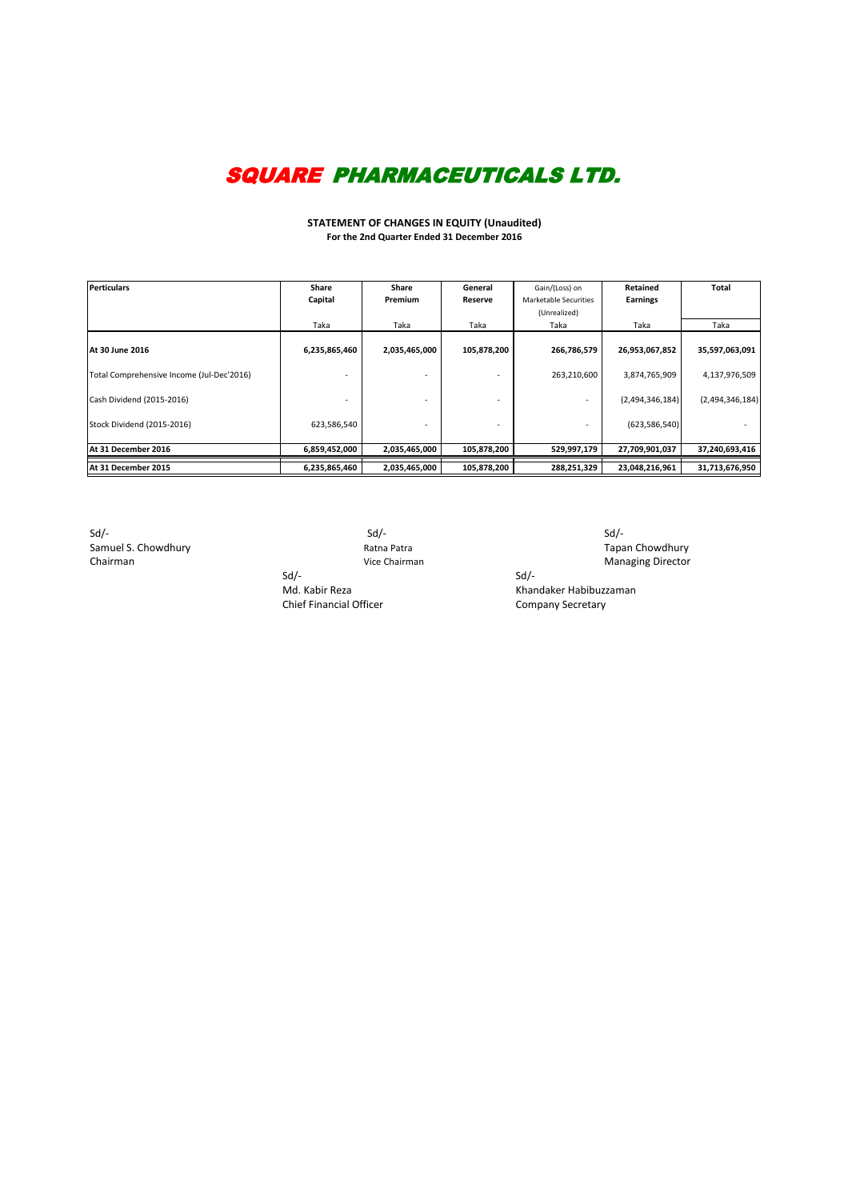# SQUARE PHARMACEUTICALS LTD.

**STATEMENT OF CHANGES IN EQUITY (Unaudited)**
**For the 2nd Quarter Ended 31 December 2016**

| Perticulars | Share Capital | Share Premium | General Reserve | Gain/(Loss) on Marketable Securities (Unrealized) | Retained Earnings | Total |
|---|---|---|---|---|---|---|
| | Taka | Taka | Taka | Taka | Taka | Taka |
| **At 30 June 2016** | **6,235,865,460** | **2,035,465,000** | **105,878,200** | **266,786,579** | **26,953,067,852** | **35,597,063,091** |
| Total Comprehensive Income (Jul-Dec'2016) | - | - | - | 263,210,600 | 3,874,765,909 | 4,137,976,509 |
| Cash Dividend (2015-2016) | - | - | - | - | (2,494,346,184) | (2,494,346,184) |
| Stock Dividend (2015-2016) | 623,586,540 | - | - | - | (623,586,540) | - |
| **At 31 December 2016** | **6,859,452,000** | **2,035,465,000** | **105,878,200** | **529,997,179** | **27,709,901,037** | **37,240,693,416** |
| **At 31 December 2015** | **6,235,865,460** | **2,035,465,000** | **105,878,200** | **288,251,329** | **23,048,216,961** | **31,713,676,950** |

Sd/-
Samuel S. Chowdhury
Chairman

Sd/-
Ratna Patra
Vice Chairman

Sd/-
Tapan Chowdhury
Managing Director

Sd/-
Md. Kabir Reza
Chief Financial Officer

Sd/-
Khandaker Habibuzzaman
Company Secretary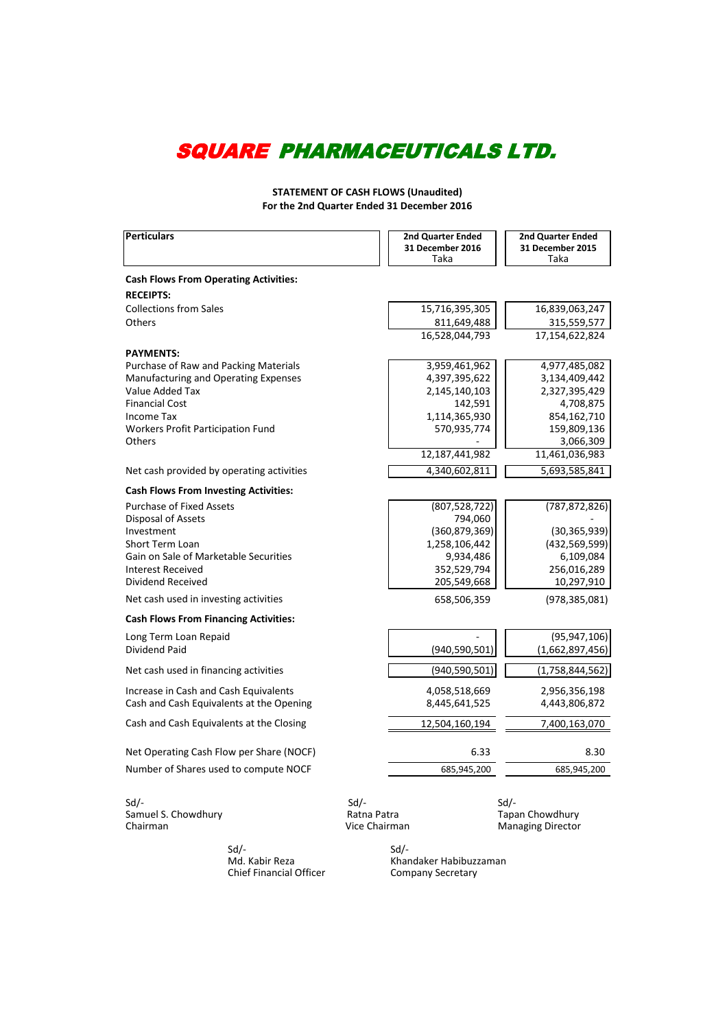# SQUARE PHARMACEUTICALS LTD.

**STATEMENT OF CASH FLOWS (Unaudited)**
**For the 2nd Quarter Ended 31 December 2016**

| Particulars | 2nd Quarter Ended 31 December 2016 Taka | 2nd Quarter Ended 31 December 2015 Taka |
|---|---|---|
| **Cash Flows From Operating Activities:** | | |
| **RECEIPTS:** | | |
| Collections from Sales | 15,716,395,305 | 16,839,063,247 |
| Others | 811,649,488 | 315,559,577 |
| | 16,528,044,793 | 17,154,622,824 |
| **PAYMENTS:** | | |
| Purchase of Raw and Packing Materials | 3,959,461,962 | 4,977,485,082 |
| Manufacturing and Operating Expenses | 4,397,395,622 | 3,134,409,442 |
| Value Added Tax | 2,145,140,103 | 2,327,395,429 |
| Financial Cost | 142,591 | 4,708,875 |
| Income Tax | 1,114,365,930 | 854,162,710 |
| Workers Profit Participation Fund | 570,935,774 | 159,809,136 |
| Others | - | 3,066,309 |
| | 12,187,441,982 | 11,461,036,983 |
| Net cash provided by operating activities | 4,340,602,811 | 5,693,585,841 |
| **Cash Flows From Investing Activities:** | | |
| Purchase of Fixed Assets | (807,528,722) | (787,872,826) |
| Disposal of Assets | 794,060 | - |
| Investment | (360,879,369) | (30,365,939) |
| Short Term Loan | 1,258,106,442 | (432,569,599) |
| Gain on Sale of Marketable Securities | 9,934,486 | 6,109,084 |
| Interest Received | 352,529,794 | 256,016,289 |
| Dividend Received | 205,549,668 | 10,297,910 |
| Net cash used in investing activities | 658,506,359 | (978,385,081) |
| **Cash Flows From Financing Activities:** | | |
| Long Term Loan Repaid | - | (95,947,106) |
| Dividend Paid | (940,590,501) | (1,662,897,456) |
| Net cash used in financing activities | (940,590,501) | (1,758,844,562) |
| Increase in Cash and Cash Equivalents | 4,058,518,669 | 2,956,356,198 |
| Cash and Cash Equivalents at the Opening | 8,445,641,525 | 4,443,806,872 |
| Cash and Cash Equivalents at the Closing | 12,504,160,194 | 7,400,163,070 |
| Net Operating Cash Flow per Share (NOCF) | 6.33 | 8.30 |
| Number of Shares used to compute NOCF | 685,945,200 | 685,945,200 |

Sd/-
Samuel S. Chowdhury
Chairman

Sd/-
Ratna Patra
Vice Chairman

Sd/-
Tapan Chowdhury
Managing Director

Sd/-
Md. Kabir Reza
Chief Financial Officer

Sd/-
Khandaker Habibuzzaman
Company Secretary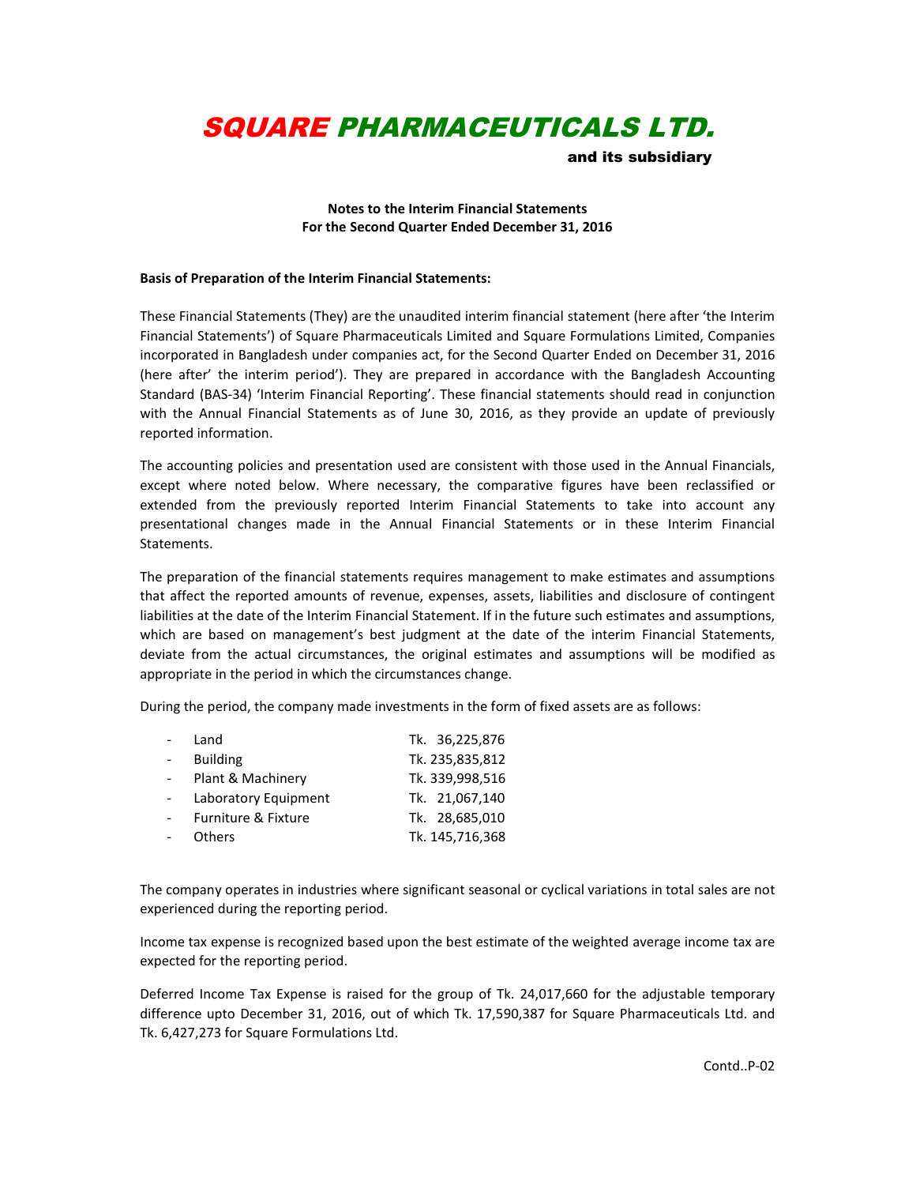# SQUARE PHARMACEUTICALS LTD.

**and its subsidiary**

**Notes to the Interim Financial Statements**
**For the Second Quarter Ended December 31, 2016**

**Basis of Preparation of the Interim Financial Statements:**

These Financial Statements (They) are the unaudited interim financial statement (here after 'the Interim Financial Statements') of Square Pharmaceuticals Limited and Square Formulations Limited, Companies incorporated in Bangladesh under companies act, for the Second Quarter Ended on December 31, 2016 (here after' the interim period'). They are prepared in accordance with the Bangladesh Accounting Standard (BAS-34) 'Interim Financial Reporting'. These financial statements should read in conjunction with the Annual Financial Statements as of June 30, 2016, as they provide an update of previously reported information.

The accounting policies and presentation used are consistent with those used in the Annual Financials, except where noted below. Where necessary, the comparative figures have been reclassified or extended from the previously reported Interim Financial Statements to take into account any presentational changes made in the Annual Financial Statements or in these Interim Financial Statements.

The preparation of the financial statements requires management to make estimates and assumptions that affect the reported amounts of revenue, expenses, assets, liabilities and disclosure of contingent liabilities at the date of the Interim Financial Statement. If in the future such estimates and assumptions, which are based on management's best judgment at the date of the interim Financial Statements, deviate from the actual circumstances, the original estimates and assumptions will be modified as appropriate in the period in which the circumstances change.

During the period, the company made investments in the form of fixed assets are as follows:

| | |
|---|---|
| - Land | Tk. 36,225,876 |
| - Building | Tk. 235,835,812 |
| - Plant & Machinery | Tk. 339,998,516 |
| - Laboratory Equipment | Tk. 21,067,140 |
| - Furniture & Fixture | Tk. 28,685,010 |
| - Others | Tk. 145,716,368 |

The company operates in industries where significant seasonal or cyclical variations in total sales are not experienced during the reporting period.

Income tax expense is recognized based upon the best estimate of the weighted average income tax are expected for the reporting period.

Deferred Income Tax Expense is raised for the group of Tk. 24,017,660 for the adjustable temporary difference upto December 31, 2016, out of which Tk. 17,590,387 for Square Pharmaceuticals Ltd. and Tk. 6,427,273 for Square Formulations Ltd.

Contd..P-02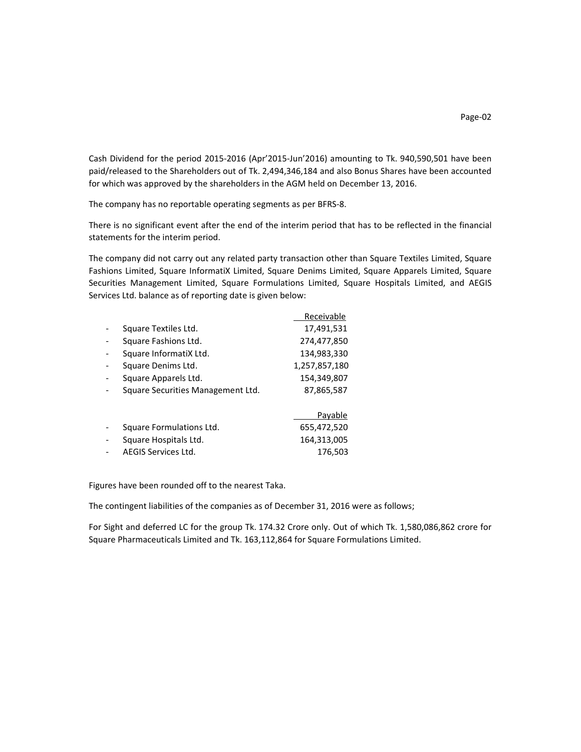Cash Dividend for the period 2015-2016 (Apr'2015-Jun'2016) amounting to Tk. 940,590,501 have been paid/released to the Shareholders out of Tk. 2,494,346,184 and also Bonus Shares have been accounted for which was approved by the shareholders in the AGM held on December 13, 2016.

The company has no reportable operating segments as per BFRS-8.

There is no significant event after the end of the interim period that has to be reflected in the financial statements for the interim period.

The company did not carry out any related party transaction other than Square Textiles Limited, Square Fashions Limited, Square InformatiX Limited, Square Denims Limited, Square Apparels Limited, Square Securities Management Limited, Square Formulations Limited, Square Hospitals Limited, and AEGIS Services Ltd. balance as of reporting date is given below:

| | Receivable |
|---|---|
| - Square Textiles Ltd. | 17,491,531 |
| - Square Fashions Ltd. | 274,477,850 |
| - Square InformatiX Ltd. | 134,983,330 |
| - Square Denims Ltd. | 1,257,857,180 |
| - Square Apparels Ltd. | 154,349,807 |
| - Square Securities Management Ltd. | 87,865,587 |

| | Payable |
|---|---|
| - Square Formulations Ltd. | 655,472,520 |
| - Square Hospitals Ltd. | 164,313,005 |
| - AEGIS Services Ltd. | 176,503 |

Figures have been rounded off to the nearest Taka.

The contingent liabilities of the companies as of December 31, 2016 were as follows;

For Sight and deferred LC for the group Tk. 174.32 Crore only. Out of which Tk. 1,580,086,862 crore for Square Pharmaceuticals Limited and Tk. 163,112,864 for Square Formulations Limited.